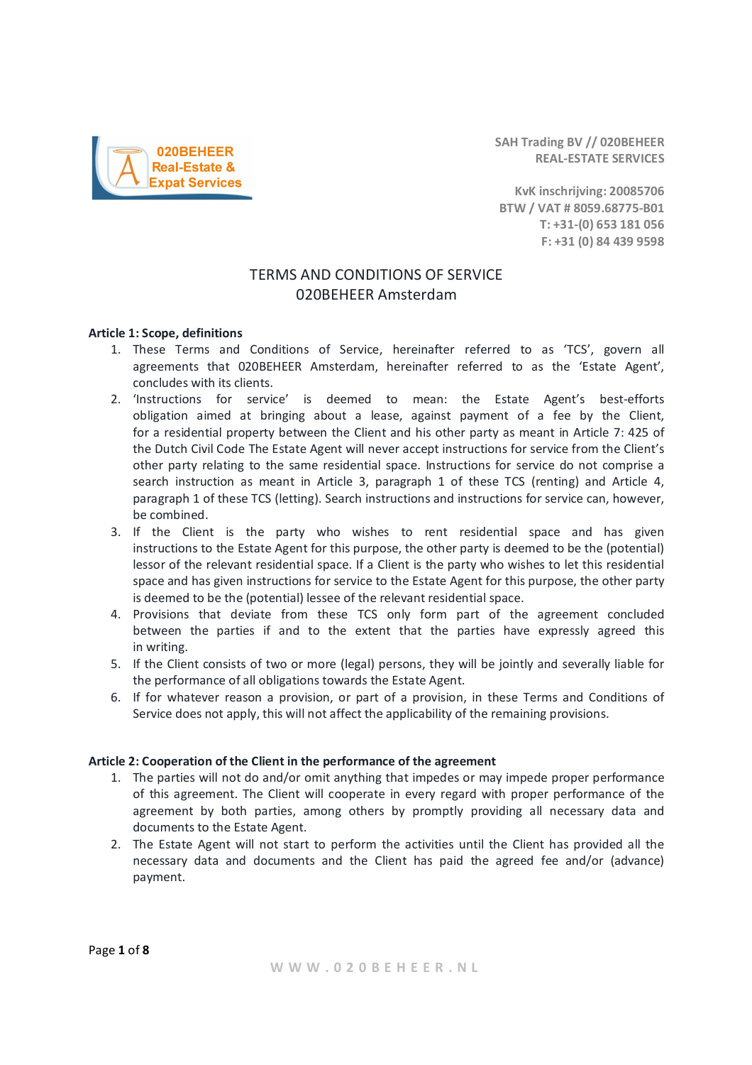020BEHEER Real-Estate & Expat Services

SAH Trading BV // 020BEHEER
REAL-ESTATE SERVICES

KvK inschrijving: 20085706
BTW / VAT # 8059.68775-B01
T: +31-(0) 653 181 056
F: +31 (0) 84 439 9598

# TERMS AND CONDITIONS OF SERVICE
## 020BEHEER Amsterdam

**Article 1: Scope, definitions**

1. These Terms and Conditions of Service, hereinafter referred to as 'TCS', govern all agreements that 020BEHEER Amsterdam, hereinafter referred to as the 'Estate Agent', concludes with its clients.
2. 'Instructions for service' is deemed to mean: the Estate Agent's best-efforts obligation aimed at bringing about a lease, against payment of a fee by the Client, for a residential property between the Client and his other party as meant in Article 7: 425 of the Dutch Civil Code The Estate Agent will never accept instructions for service from the Client's other party relating to the same residential space. Instructions for service do not comprise a search instruction as meant in Article 3, paragraph 1 of these TCS (renting) and Article 4, paragraph 1 of these TCS (letting). Search instructions and instructions for service can, however, be combined.
3. If the Client is the party who wishes to rent residential space and has given instructions to the Estate Agent for this purpose, the other party is deemed to be the (potential) lessor of the relevant residential space. If a Client is the party who wishes to let this residential space and has given instructions for service to the Estate Agent for this purpose, the other party is deemed to be the (potential) lessee of the relevant residential space.
4. Provisions that deviate from these TCS only form part of the agreement concluded between the parties if and to the extent that the parties have expressly agreed this in writing.
5. If the Client consists of two or more (legal) persons, they will be jointly and severally liable for the performance of all obligations towards the Estate Agent.
6. If for whatever reason a provision, or part of a provision, in these Terms and Conditions of Service does not apply, this will not affect the applicability of the remaining provisions.

**Article 2: Cooperation of the Client in the performance of the agreement**

1. The parties will not do and/or omit anything that impedes or may impede proper performance of this agreement. The Client will cooperate in every regard with proper performance of the agreement by both parties, among others by promptly providing all necessary data and documents to the Estate Agent.
2. The Estate Agent will not start to perform the activities until the Client has provided all the necessary data and documents and the Client has paid the agreed fee and/or (advance) payment.

W W W . 0 2 0 B E H E E R . N L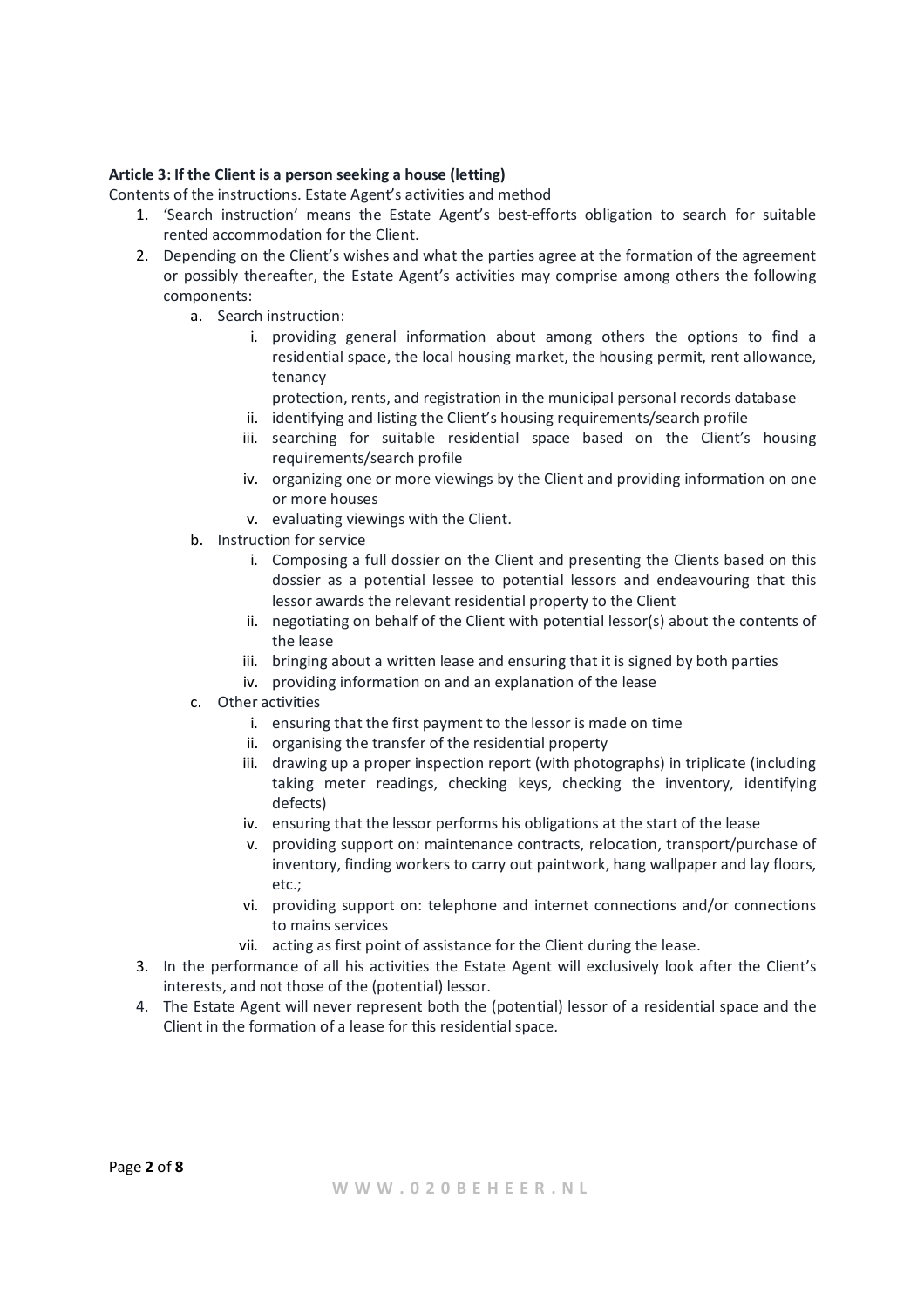**Article 3: If the Client is a person seeking a house (letting)**

Contents of the instructions. Estate Agent's activities and method

1. 'Search instruction' means the Estate Agent's best-efforts obligation to search for suitable rented accommodation for the Client.
2. Depending on the Client's wishes and what the parties agree at the formation of the agreement or possibly thereafter, the Estate Agent's activities may comprise among others the following components:
   a. Search instruction:
      i. providing general information about among others the options to find a residential space, the local housing market, the housing permit, rent allowance, tenancy
      protection, rents, and registration in the municipal personal records database
      ii. identifying and listing the Client's housing requirements/search profile
      iii. searching for suitable residential space based on the Client's housing requirements/search profile
      iv. organizing one or more viewings by the Client and providing information on one or more houses
      v. evaluating viewings with the Client.
   b. Instruction for service
      i. Composing a full dossier on the Client and presenting the Clients based on this dossier as a potential lessee to potential lessors and endeavouring that this lessor awards the relevant residential property to the Client
      ii. negotiating on behalf of the Client with potential lessor(s) about the contents of the lease
      iii. bringing about a written lease and ensuring that it is signed by both parties
      iv. providing information on and an explanation of the lease
   c. Other activities
      i. ensuring that the first payment to the lessor is made on time
      ii. organising the transfer of the residential property
      iii. drawing up a proper inspection report (with photographs) in triplicate (including taking meter readings, checking keys, checking the inventory, identifying defects)
      iv. ensuring that the lessor performs his obligations at the start of the lease
      v. providing support on: maintenance contracts, relocation, transport/purchase of inventory, finding workers to carry out paintwork, hang wallpaper and lay floors, etc.;
      vi. providing support on: telephone and internet connections and/or connections to mains services
      vii. acting as first point of assistance for the Client during the lease.
3. In the performance of all his activities the Estate Agent will exclusively look after the Client's interests, and not those of the (potential) lessor.
4. The Estate Agent will never represent both the (potential) lessor of a residential space and the Client in the formation of a lease for this residential space.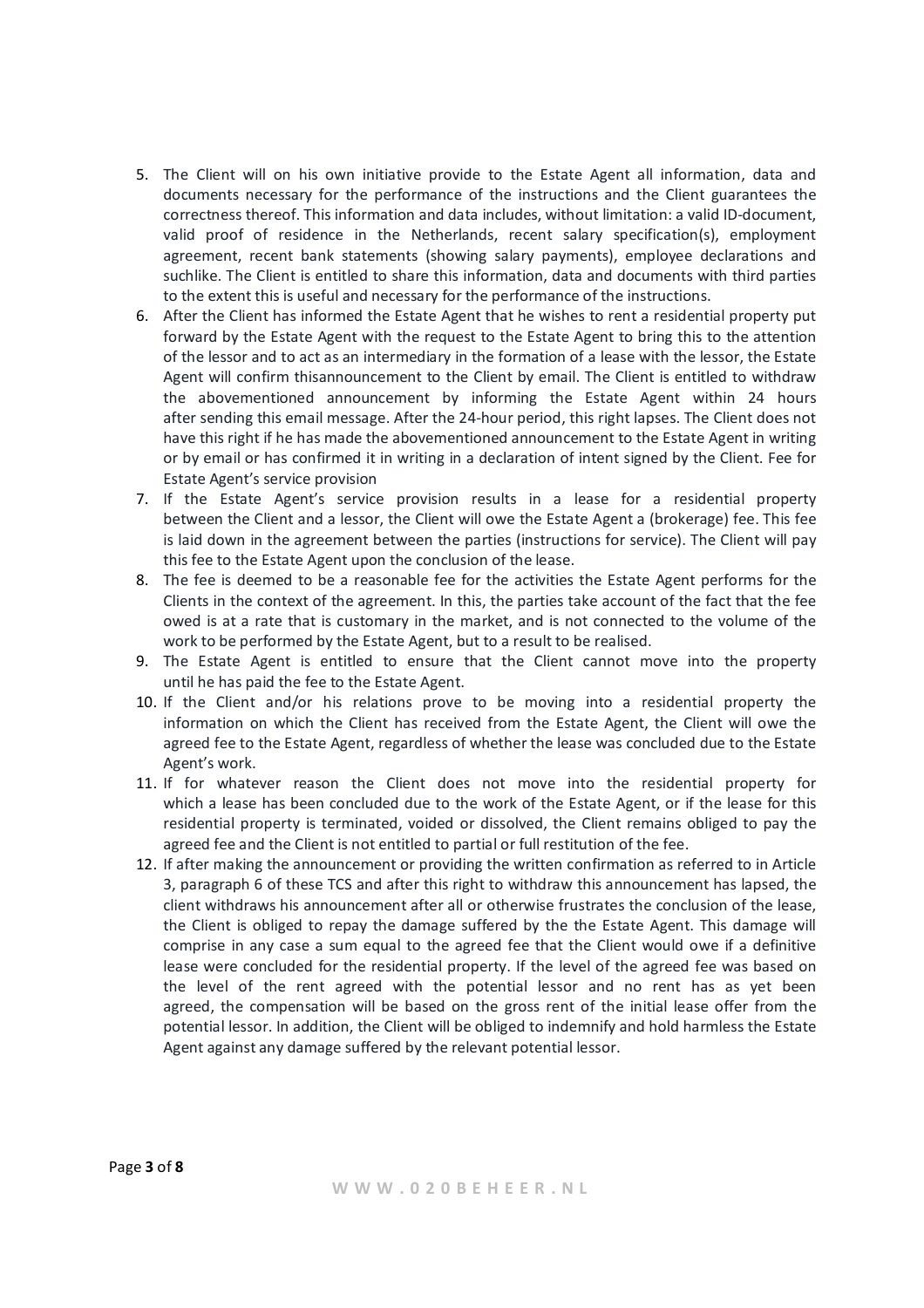5. The Client will on his own initiative provide to the Estate Agent all information, data and documents necessary for the performance of the instructions and the Client guarantees the correctness thereof. This information and data includes, without limitation: a valid ID-document, valid proof of residence in the Netherlands, recent salary specification(s), employment agreement, recent bank statements (showing salary payments), employee declarations and suchlike. The Client is entitled to share this information, data and documents with third parties to the extent this is useful and necessary for the performance of the instructions.
6. After the Client has informed the Estate Agent that he wishes to rent a residential property put forward by the Estate Agent with the request to the Estate Agent to bring this to the attention of the lessor and to act as an intermediary in the formation of a lease with the lessor, the Estate Agent will confirm thisannouncement to the Client by email. The Client is entitled to withdraw the abovementioned announcement by informing the Estate Agent within 24 hours after sending this email message. After the 24-hour period, this right lapses. The Client does not have this right if he has made the abovementioned announcement to the Estate Agent in writing or by email or has confirmed it in writing in a declaration of intent signed by the Client. Fee for Estate Agent's service provision
7. If the Estate Agent's service provision results in a lease for a residential property between the Client and a lessor, the Client will owe the Estate Agent a (brokerage) fee. This fee is laid down in the agreement between the parties (instructions for service). The Client will pay this fee to the Estate Agent upon the conclusion of the lease.
8. The fee is deemed to be a reasonable fee for the activities the Estate Agent performs for the Clients in the context of the agreement. In this, the parties take account of the fact that the fee owed is at a rate that is customary in the market, and is not connected to the volume of the work to be performed by the Estate Agent, but to a result to be realised.
9. The Estate Agent is entitled to ensure that the Client cannot move into the property until he has paid the fee to the Estate Agent.
10. If the Client and/or his relations prove to be moving into a residential property the information on which the Client has received from the Estate Agent, the Client will owe the agreed fee to the Estate Agent, regardless of whether the lease was concluded due to the Estate Agent's work.
11. If for whatever reason the Client does not move into the residential property for which a lease has been concluded due to the work of the Estate Agent, or if the lease for this residential property is terminated, voided or dissolved, the Client remains obliged to pay the agreed fee and the Client is not entitled to partial or full restitution of the fee.
12. If after making the announcement or providing the written confirmation as referred to in Article 3, paragraph 6 of these TCS and after this right to withdraw this announcement has lapsed, the client withdraws his announcement after all or otherwise frustrates the conclusion of the lease, the Client is obliged to repay the damage suffered by the the Estate Agent. This damage will comprise in any case a sum equal to the agreed fee that the Client would owe if a definitive lease were concluded for the residential property. If the level of the agreed fee was based on the level of the rent agreed with the potential lessor and no rent has as yet been agreed, the compensation will be based on the gross rent of the initial lease offer from the potential lessor. In addition, the Client will be obliged to indemnify and hold harmless the Estate Agent against any damage suffered by the relevant potential lessor.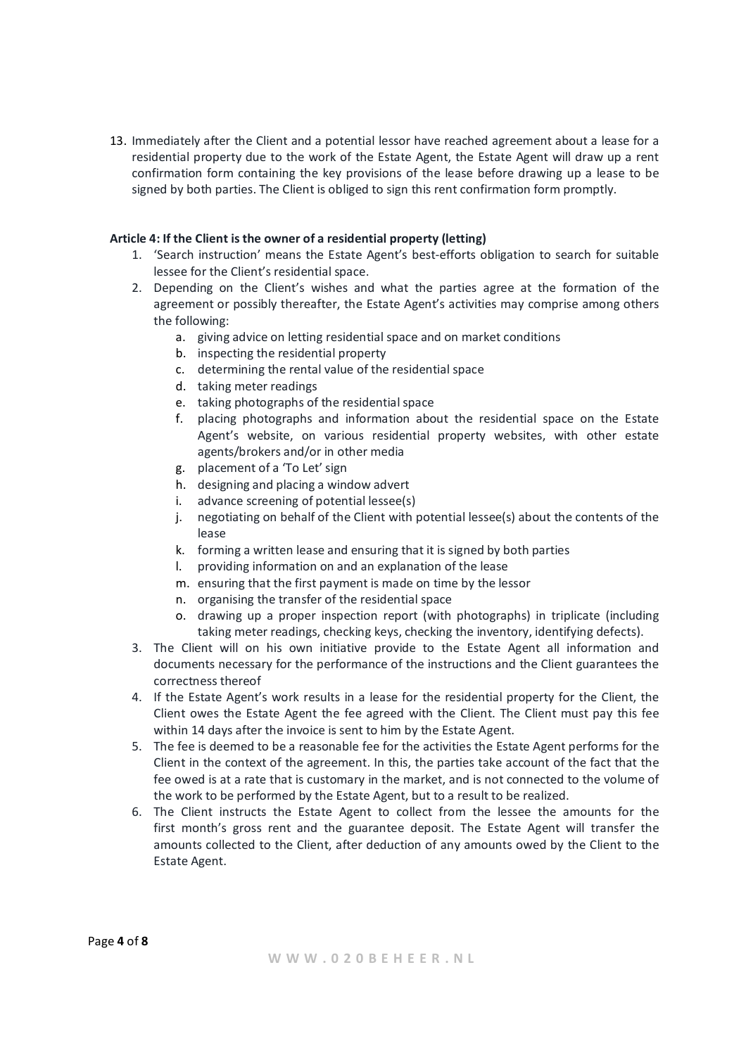13. Immediately after the Client and a potential lessor have reached agreement about a lease for a residential property due to the work of the Estate Agent, the Estate Agent will draw up a rent confirmation form containing the key provisions of the lease before drawing up a lease to be signed by both parties. The Client is obliged to sign this rent confirmation form promptly.

**Article 4: If the Client is the owner of a residential property (letting)**

1. 'Search instruction' means the Estate Agent's best-efforts obligation to search for suitable lessee for the Client's residential space.
2. Depending on the Client's wishes and what the parties agree at the formation of the agreement or possibly thereafter, the Estate Agent's activities may comprise among others the following:
    a. giving advice on letting residential space and on market conditions
    b. inspecting the residential property
    c. determining the rental value of the residential space
    d. taking meter readings
    e. taking photographs of the residential space
    f. placing photographs and information about the residential space on the Estate Agent's website, on various residential property websites, with other estate agents/brokers and/or in other media
    g. placement of a 'To Let' sign
    h. designing and placing a window advert
    i. advance screening of potential lessee(s)
    j. negotiating on behalf of the Client with potential lessee(s) about the contents of the lease
    k. forming a written lease and ensuring that it is signed by both parties
    l. providing information on and an explanation of the lease
    m. ensuring that the first payment is made on time by the lessor
    n. organising the transfer of the residential space
    o. drawing up a proper inspection report (with photographs) in triplicate (including taking meter readings, checking keys, checking the inventory, identifying defects).
3. The Client will on his own initiative provide to the Estate Agent all information and documents necessary for the performance of the instructions and the Client guarantees the correctness thereof
4. If the Estate Agent's work results in a lease for the residential property for the Client, the Client owes the Estate Agent the fee agreed with the Client. The Client must pay this fee within 14 days after the invoice is sent to him by the Estate Agent.
5. The fee is deemed to be a reasonable fee for the activities the Estate Agent performs for the Client in the context of the agreement. In this, the parties take account of the fact that the fee owed is at a rate that is customary in the market, and is not connected to the volume of the work to be performed by the Estate Agent, but to a result to be realized.
6. The Client instructs the Estate Agent to collect from the lessee the amounts for the first month's gross rent and the guarantee deposit. The Estate Agent will transfer the amounts collected to the Client, after deduction of any amounts owed by the Client to the Estate Agent.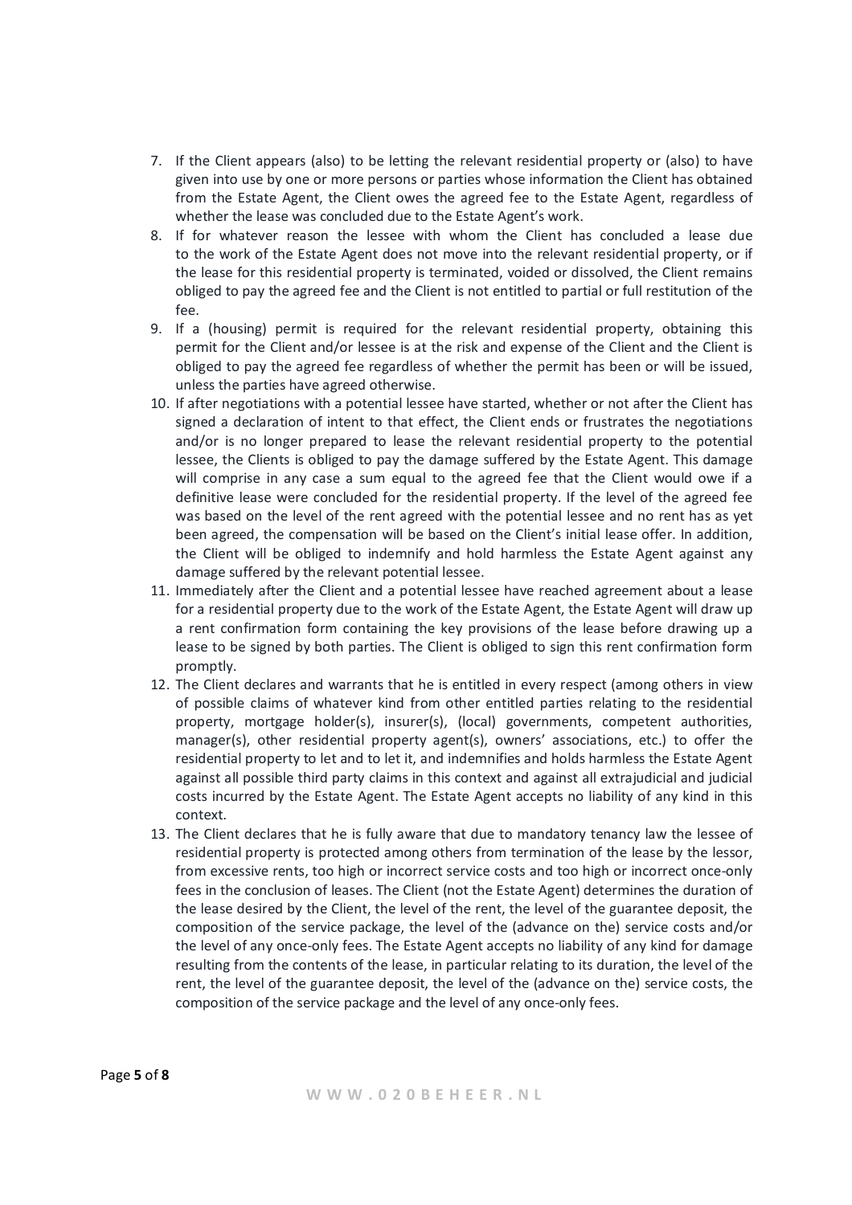7. If the Client appears (also) to be letting the relevant residential property or (also) to have given into use by one or more persons or parties whose information the Client has obtained from the Estate Agent, the Client owes the agreed fee to the Estate Agent, regardless of whether the lease was concluded due to the Estate Agent's work.
8. If for whatever reason the lessee with whom the Client has concluded a lease due to the work of the Estate Agent does not move into the relevant residential property, or if the lease for this residential property is terminated, voided or dissolved, the Client remains obliged to pay the agreed fee and the Client is not entitled to partial or full restitution of the fee.
9. If a (housing) permit is required for the relevant residential property, obtaining this permit for the Client and/or lessee is at the risk and expense of the Client and the Client is obliged to pay the agreed fee regardless of whether the permit has been or will be issued, unless the parties have agreed otherwise.
10. If after negotiations with a potential lessee have started, whether or not after the Client has signed a declaration of intent to that effect, the Client ends or frustrates the negotiations and/or is no longer prepared to lease the relevant residential property to the potential lessee, the Clients is obliged to pay the damage suffered by the Estate Agent. This damage will comprise in any case a sum equal to the agreed fee that the Client would owe if a definitive lease were concluded for the residential property. If the level of the agreed fee was based on the level of the rent agreed with the potential lessee and no rent has as yet been agreed, the compensation will be based on the Client's initial lease offer. In addition, the Client will be obliged to indemnify and hold harmless the Estate Agent against any damage suffered by the relevant potential lessee.
11. Immediately after the Client and a potential lessee have reached agreement about a lease for a residential property due to the work of the Estate Agent, the Estate Agent will draw up a rent confirmation form containing the key provisions of the lease before drawing up a lease to be signed by both parties. The Client is obliged to sign this rent confirmation form promptly.
12. The Client declares and warrants that he is entitled in every respect (among others in view of possible claims of whatever kind from other entitled parties relating to the residential property, mortgage holder(s), insurer(s), (local) governments, competent authorities, manager(s), other residential property agent(s), owners' associations, etc.) to offer the residential property to let and to let it, and indemnifies and holds harmless the Estate Agent against all possible third party claims in this context and against all extrajudicial and judicial costs incurred by the Estate Agent. The Estate Agent accepts no liability of any kind in this context.
13. The Client declares that he is fully aware that due to mandatory tenancy law the lessee of residential property is protected among others from termination of the lease by the lessor, from excessive rents, too high or incorrect service costs and too high or incorrect once-only fees in the conclusion of leases. The Client (not the Estate Agent) determines the duration of the lease desired by the Client, the level of the rent, the level of the guarantee deposit, the composition of the service package, the level of the (advance on the) service costs and/or the level of any once-only fees. The Estate Agent accepts no liability of any kind for damage resulting from the contents of the lease, in particular relating to its duration, the level of the rent, the level of the guarantee deposit, the level of the (advance on the) service costs, the composition of the service package and the level of any once-only fees.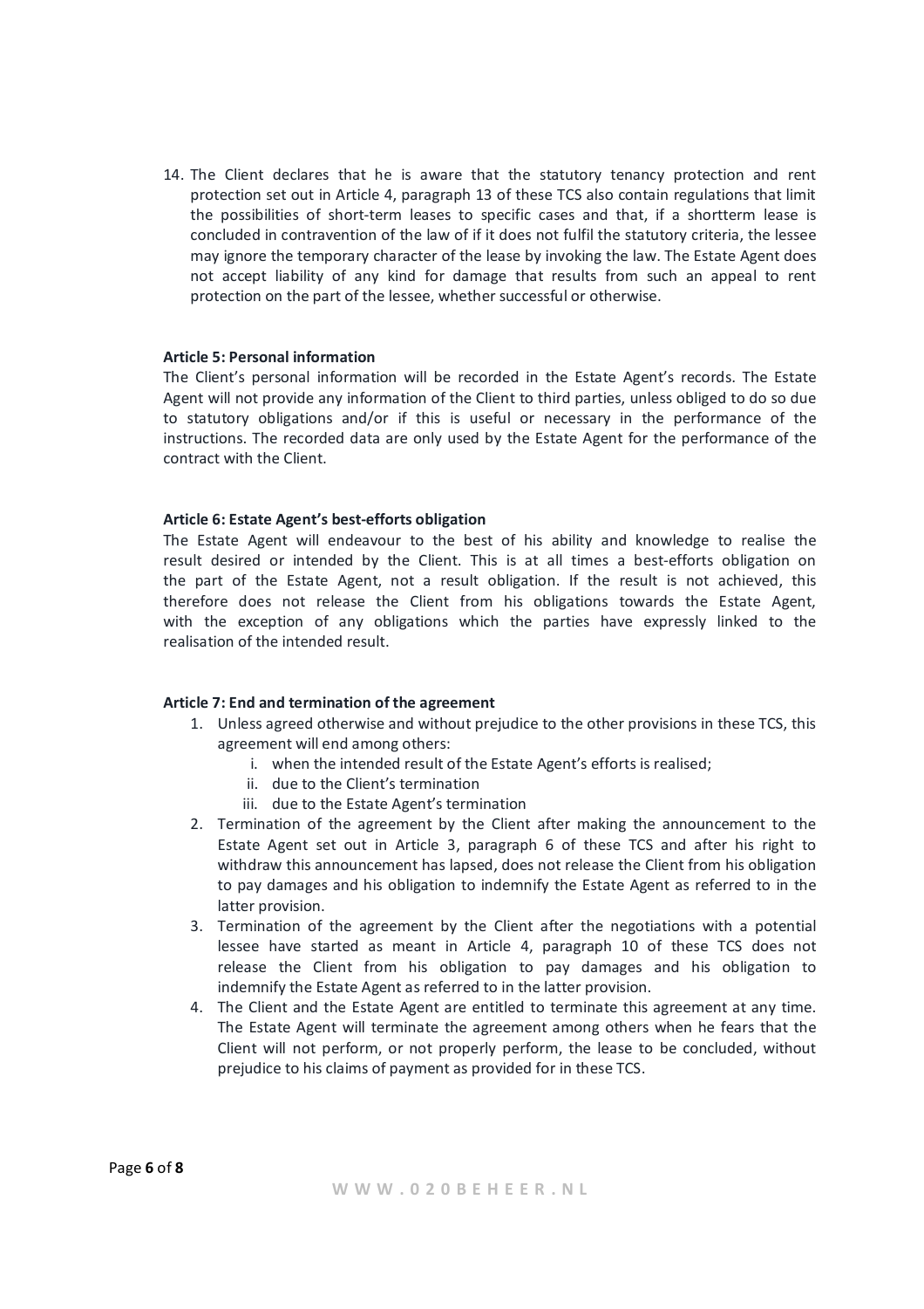14. The Client declares that he is aware that the statutory tenancy protection and rent protection set out in Article 4, paragraph 13 of these TCS also contain regulations that limit the possibilities of short-term leases to specific cases and that, if a shortterm lease is concluded in contravention of the law of if it does not fulfil the statutory criteria, the lessee may ignore the temporary character of the lease by invoking the law. The Estate Agent does not accept liability of any kind for damage that results from such an appeal to rent protection on the part of the lessee, whether successful or otherwise.

**Article 5: Personal information**

The Client's personal information will be recorded in the Estate Agent's records. The Estate Agent will not provide any information of the Client to third parties, unless obliged to do so due to statutory obligations and/or if this is useful or necessary in the performance of the instructions. The recorded data are only used by the Estate Agent for the performance of the contract with the Client.

**Article 6: Estate Agent's best-efforts obligation**

The Estate Agent will endeavour to the best of his ability and knowledge to realise the result desired or intended by the Client. This is at all times a best-efforts obligation on the part of the Estate Agent, not a result obligation. If the result is not achieved, this therefore does not release the Client from his obligations towards the Estate Agent, with the exception of any obligations which the parties have expressly linked to the realisation of the intended result.

**Article 7: End and termination of the agreement**

1. Unless agreed otherwise and without prejudice to the other provisions in these TCS, this agreement will end among others:
   i. when the intended result of the Estate Agent's efforts is realised;
   ii. due to the Client's termination
   iii. due to the Estate Agent's termination
2. Termination of the agreement by the Client after making the announcement to the Estate Agent set out in Article 3, paragraph 6 of these TCS and after his right to withdraw this announcement has lapsed, does not release the Client from his obligation to pay damages and his obligation to indemnify the Estate Agent as referred to in the latter provision.
3. Termination of the agreement by the Client after the negotiations with a potential lessee have started as meant in Article 4, paragraph 10 of these TCS does not release the Client from his obligation to pay damages and his obligation to indemnify the Estate Agent as referred to in the latter provision.
4. The Client and the Estate Agent are entitled to terminate this agreement at any time. The Estate Agent will terminate the agreement among others when he fears that the Client will not perform, or not properly perform, the lease to be concluded, without prejudice to his claims of payment as provided for in these TCS.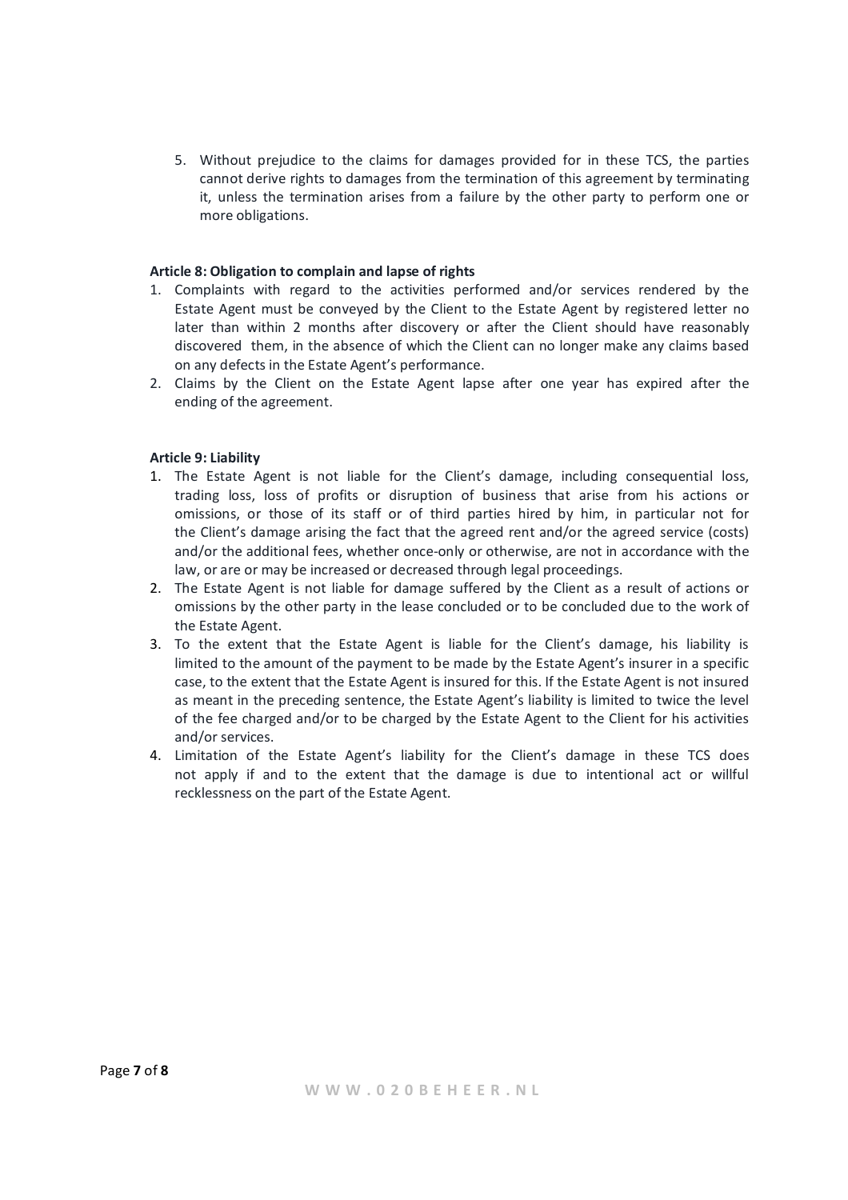5. Without prejudice to the claims for damages provided for in these TCS, the parties cannot derive rights to damages from the termination of this agreement by terminating it, unless the termination arises from a failure by the other party to perform one or more obligations.

**Article 8: Obligation to complain and lapse of rights**

1. Complaints with regard to the activities performed and/or services rendered by the Estate Agent must be conveyed by the Client to the Estate Agent by registered letter no later than within 2 months after discovery or after the Client should have reasonably discovered them, in the absence of which the Client can no longer make any claims based on any defects in the Estate Agent's performance.
2. Claims by the Client on the Estate Agent lapse after one year has expired after the ending of the agreement.

**Article 9: Liability**

1. The Estate Agent is not liable for the Client's damage, including consequential loss, trading loss, loss of profits or disruption of business that arise from his actions or omissions, or those of its staff or of third parties hired by him, in particular not for the Client's damage arising the fact that the agreed rent and/or the agreed service (costs) and/or the additional fees, whether once-only or otherwise, are not in accordance with the law, or are or may be increased or decreased through legal proceedings.
2. The Estate Agent is not liable for damage suffered by the Client as a result of actions or omissions by the other party in the lease concluded or to be concluded due to the work of the Estate Agent.
3. To the extent that the Estate Agent is liable for the Client's damage, his liability is limited to the amount of the payment to be made by the Estate Agent's insurer in a specific case, to the extent that the Estate Agent is insured for this. If the Estate Agent is not insured as meant in the preceding sentence, the Estate Agent's liability is limited to twice the level of the fee charged and/or to be charged by the Estate Agent to the Client for his activities and/or services.
4. Limitation of the Estate Agent's liability for the Client's damage in these TCS does not apply if and to the extent that the damage is due to intentional act or willful recklessness on the part of the Estate Agent.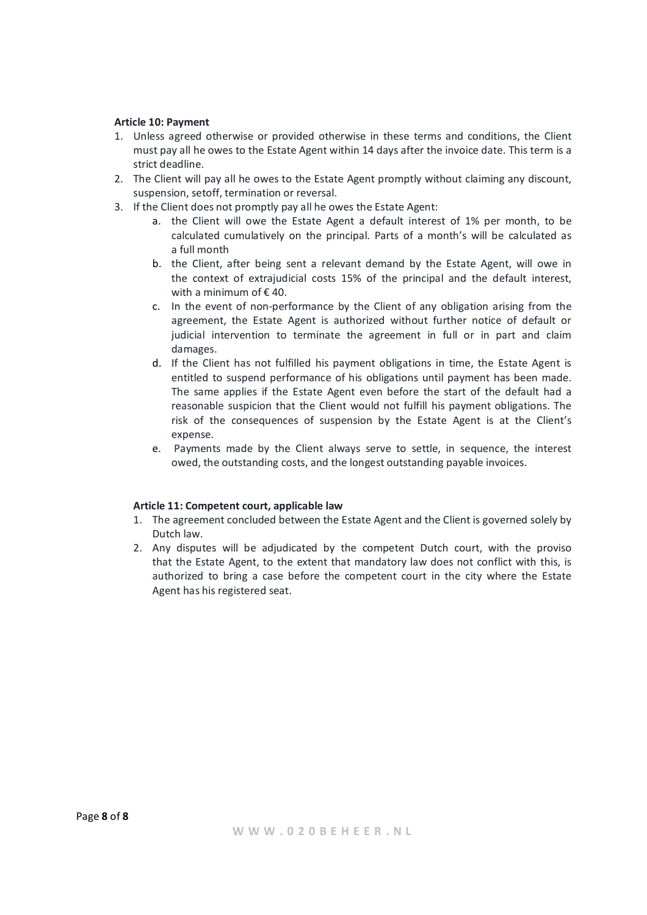**Article 10: Payment**

1. Unless agreed otherwise or provided otherwise in these terms and conditions, the Client must pay all he owes to the Estate Agent within 14 days after the invoice date. This term is a strict deadline.
2. The Client will pay all he owes to the Estate Agent promptly without claiming any discount, suspension, setoff, termination or reversal.
3. If the Client does not promptly pay all he owes the Estate Agent:
   a. the Client will owe the Estate Agent a default interest of 1% per month, to be calculated cumulatively on the principal. Parts of a month's will be calculated as a full month
   b. the Client, after being sent a relevant demand by the Estate Agent, will owe in the context of extrajudicial costs 15% of the principal and the default interest, with a minimum of € 40.
   c. In the event of non-performance by the Client of any obligation arising from the agreement, the Estate Agent is authorized without further notice of default or judicial intervention to terminate the agreement in full or in part and claim damages.
   d. If the Client has not fulfilled his payment obligations in time, the Estate Agent is entitled to suspend performance of his obligations until payment has been made. The same applies if the Estate Agent even before the start of the default had a reasonable suspicion that the Client would not fulfill his payment obligations. The risk of the consequences of suspension by the Estate Agent is at the Client's expense.
   e. Payments made by the Client always serve to settle, in sequence, the interest owed, the outstanding costs, and the longest outstanding payable invoices.

**Article 11: Competent court, applicable law**

1. The agreement concluded between the Estate Agent and the Client is governed solely by Dutch law.
2. Any disputes will be adjudicated by the competent Dutch court, with the proviso that the Estate Agent, to the extent that mandatory law does not conflict with this, is authorized to bring a case before the competent court in the city where the Estate Agent has his registered seat.